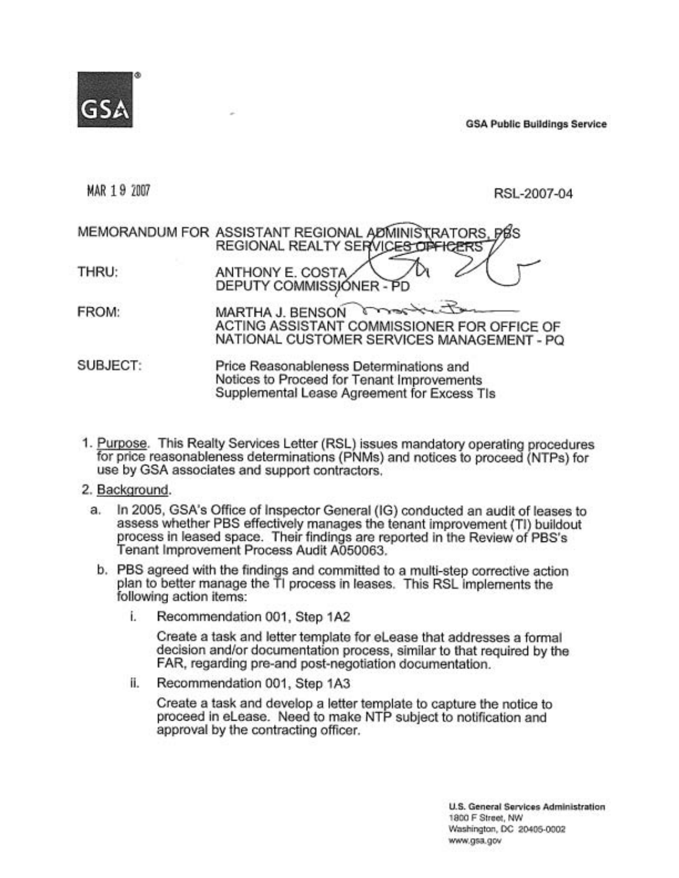GSA Public Buildings Service

MAR 19 2007

RSL-2007-04

MEMORANDUM FOR ASSISTANT REGIONAL ADMINISTRATORS, PBS
REGIONAL REALTY SERVICES OFFICERS

THRU: ANTHONY E. COSTA
DEPUTY COMMISSIONER - PD

FROM: MARTHA J. BENSON
ACTING ASSISTANT COMMISSIONER FOR OFFICE OF NATIONAL CUSTOMER SERVICES MANAGEMENT - PQ

SUBJECT: Price Reasonableness Determinations and Notices to Proceed for Tenant Improvements Supplemental Lease Agreement for Excess TIs

1. Purpose. This Realty Services Letter (RSL) issues mandatory operating procedures for price reasonableness determinations (PNMs) and notices to proceed (NTPs) for use by GSA associates and support contractors.

2. Background.

   a. In 2005, GSA's Office of Inspector General (IG) conducted an audit of leases to assess whether PBS effectively manages the tenant improvement (TI) buildout process in leased space. Their findings are reported in the Review of PBS's Tenant Improvement Process Audit A050063.

   b. PBS agreed with the findings and committed to a multi-step corrective action plan to better manage the TI process in leases. This RSL implements the following action items:

      i. Recommendation 001, Step 1A2

         Create a task and letter template for eLease that addresses a formal decision and/or documentation process, similar to that required by the FAR, regarding pre-and post-negotiation documentation.

      ii. Recommendation 001, Step 1A3

         Create a task and develop a letter template to capture the notice to proceed in eLease. Need to make NTP subject to notification and approval by the contracting officer.

U.S. General Services Administration
1800 F Street, NW
Washington, DC 20405-0002
www.gsa.gov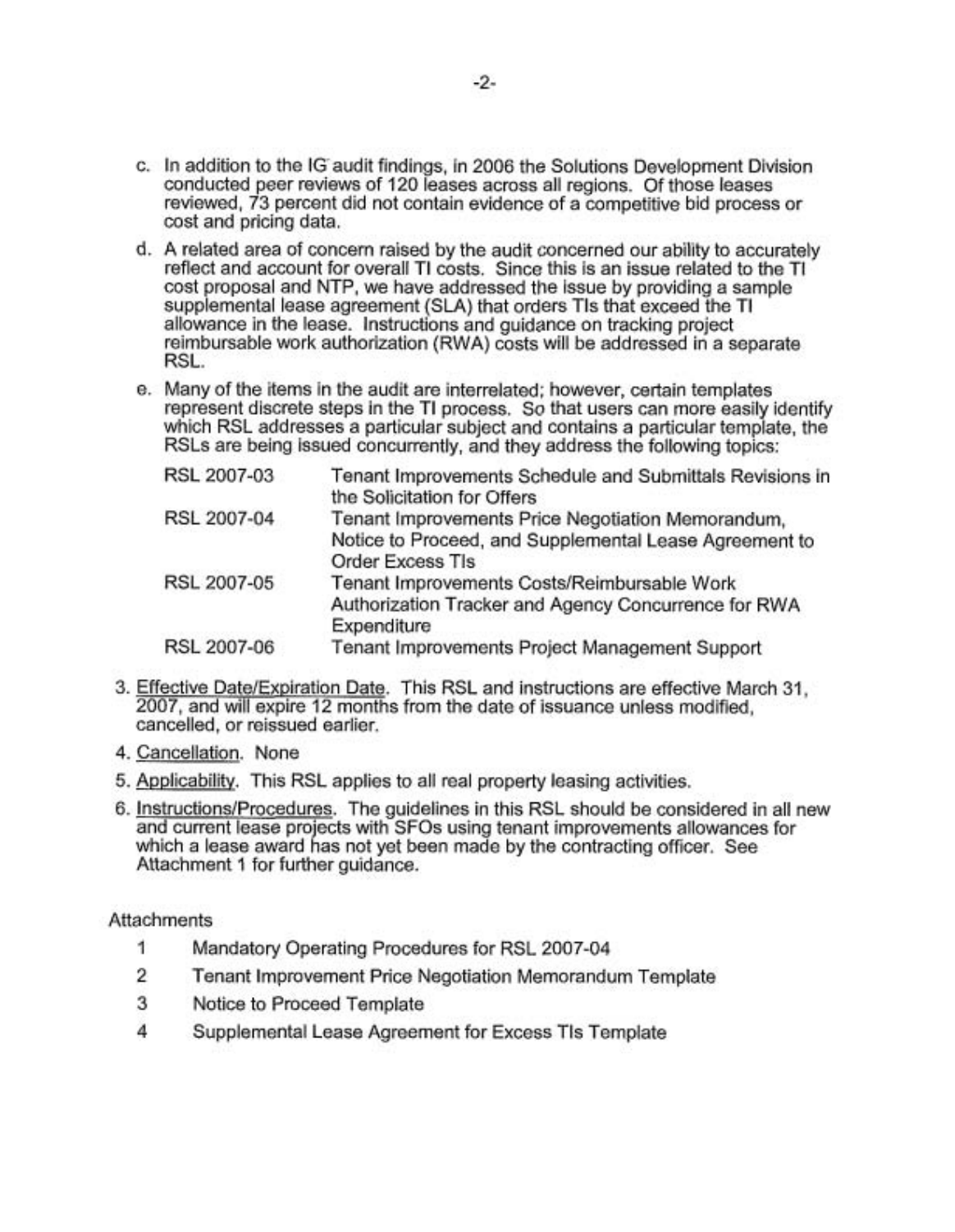c. In addition to the IG audit findings, in 2006 the Solutions Development Division conducted peer reviews of 120 leases across all regions. Of those leases reviewed, 73 percent did not contain evidence of a competitive bid process or cost and pricing data.

d. A related area of concern raised by the audit concerned our ability to accurately reflect and account for overall TI costs. Since this is an issue related to the TI cost proposal and NTP, we have addressed the issue by providing a sample supplemental lease agreement (SLA) that orders TIs that exceed the TI allowance in the lease. Instructions and guidance on tracking project reimbursable work authorization (RWA) costs will be addressed in a separate RSL.

e. Many of the items in the audit are interrelated; however, certain templates represent discrete steps in the TI process. So that users can more easily identify which RSL addresses a particular subject and contains a particular template, the RSLs are being issued concurrently, and they address the following topics:

| | |
|---|---|
| RSL 2007-03 | Tenant Improvements Schedule and Submittals Revisions in the Solicitation for Offers |
| RSL 2007-04 | Tenant Improvements Price Negotiation Memorandum, Notice to Proceed, and Supplemental Lease Agreement to Order Excess TIs |
| RSL 2007-05 | Tenant Improvements Costs/Reimbursable Work Authorization Tracker and Agency Concurrence for RWA Expenditure |
| RSL 2007-06 | Tenant Improvements Project Management Support |

3. Effective Date/Expiration Date. This RSL and instructions are effective March 31, 2007, and will expire 12 months from the date of issuance unless modified, cancelled, or reissued earlier.

4. Cancellation. None

5. Applicability. This RSL applies to all real property leasing activities.

6. Instructions/Procedures. The guidelines in this RSL should be considered in all new and current lease projects with SFOs using tenant improvements allowances for which a lease award has not yet been made by the contracting officer. See Attachment 1 for further guidance.

Attachments

1. Mandatory Operating Procedures for RSL 2007-04
2. Tenant Improvement Price Negotiation Memorandum Template
3. Notice to Proceed Template
4. Supplemental Lease Agreement for Excess TIs Template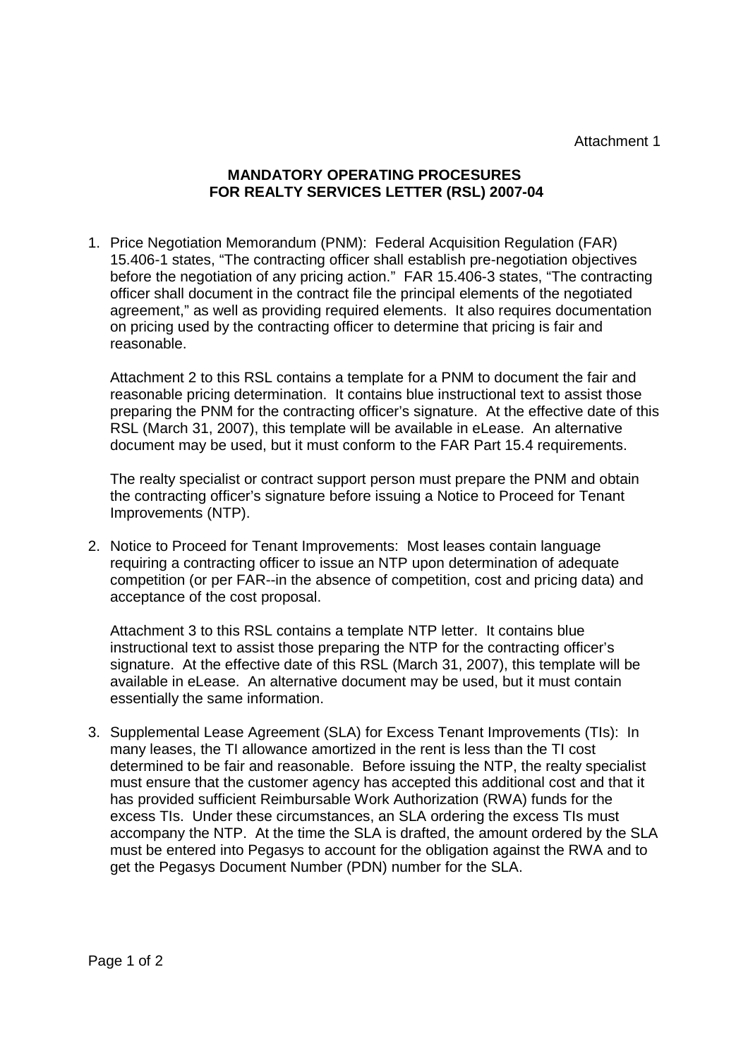Attachment 1

**MANDATORY OPERATING PROCESURES**
**FOR REALTY SERVICES LETTER (RSL) 2007-04**

1. Price Negotiation Memorandum (PNM): Federal Acquisition Regulation (FAR) 15.406-1 states, “The contracting officer shall establish pre-negotiation objectives before the negotiation of any pricing action.” FAR 15.406-3 states, “The contracting officer shall document in the contract file the principal elements of the negotiated agreement,” as well as providing required elements. It also requires documentation on pricing used by the contracting officer to determine that pricing is fair and reasonable.

   Attachment 2 to this RSL contains a template for a PNM to document the fair and reasonable pricing determination. It contains blue instructional text to assist those preparing the PNM for the contracting officer’s signature. At the effective date of this RSL (March 31, 2007), this template will be available in eLease. An alternative document may be used, but it must conform to the FAR Part 15.4 requirements.

   The realty specialist or contract support person must prepare the PNM and obtain the contracting officer’s signature before issuing a Notice to Proceed for Tenant Improvements (NTP).

2. Notice to Proceed for Tenant Improvements: Most leases contain language requiring a contracting officer to issue an NTP upon determination of adequate competition (or per FAR--in the absence of competition, cost and pricing data) and acceptance of the cost proposal.

   Attachment 3 to this RSL contains a template NTP letter. It contains blue instructional text to assist those preparing the NTP for the contracting officer’s signature. At the effective date of this RSL (March 31, 2007), this template will be available in eLease. An alternative document may be used, but it must contain essentially the same information.

3. Supplemental Lease Agreement (SLA) for Excess Tenant Improvements (TIs): In many leases, the TI allowance amortized in the rent is less than the TI cost determined to be fair and reasonable. Before issuing the NTP, the realty specialist must ensure that the customer agency has accepted this additional cost and that it has provided sufficient Reimbursable Work Authorization (RWA) funds for the excess TIs. Under these circumstances, an SLA ordering the excess TIs must accompany the NTP. At the time the SLA is drafted, the amount ordered by the SLA must be entered into Pegasys to account for the obligation against the RWA and to get the Pegasys Document Number (PDN) number for the SLA.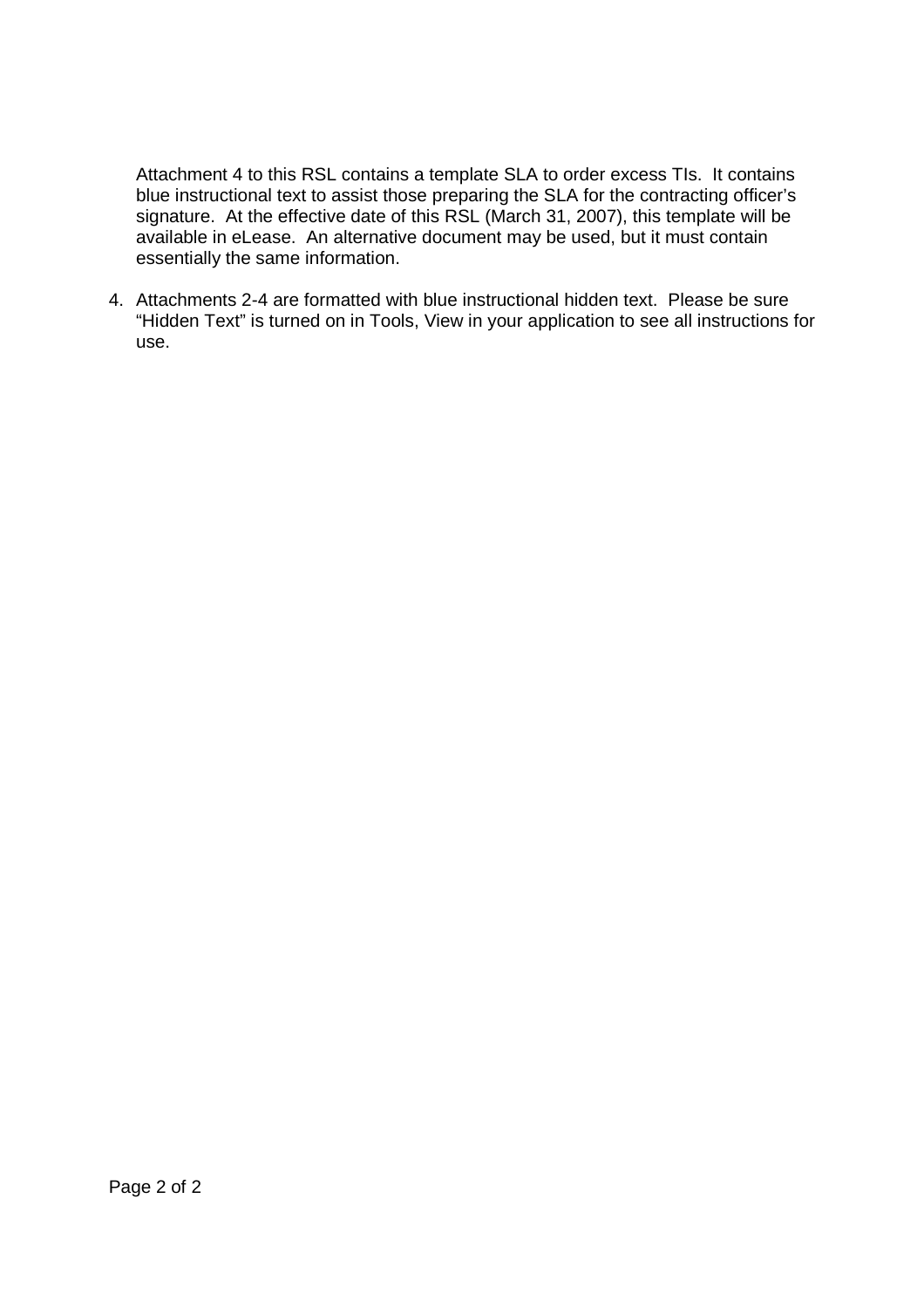Attachment 4 to this RSL contains a template SLA to order excess TIs. It contains blue instructional text to assist those preparing the SLA for the contracting officer's signature. At the effective date of this RSL (March 31, 2007), this template will be available in eLease. An alternative document may be used, but it must contain essentially the same information.

4. Attachments 2-4 are formatted with blue instructional hidden text. Please be sure "Hidden Text" is turned on in Tools, View in your application to see all instructions for use.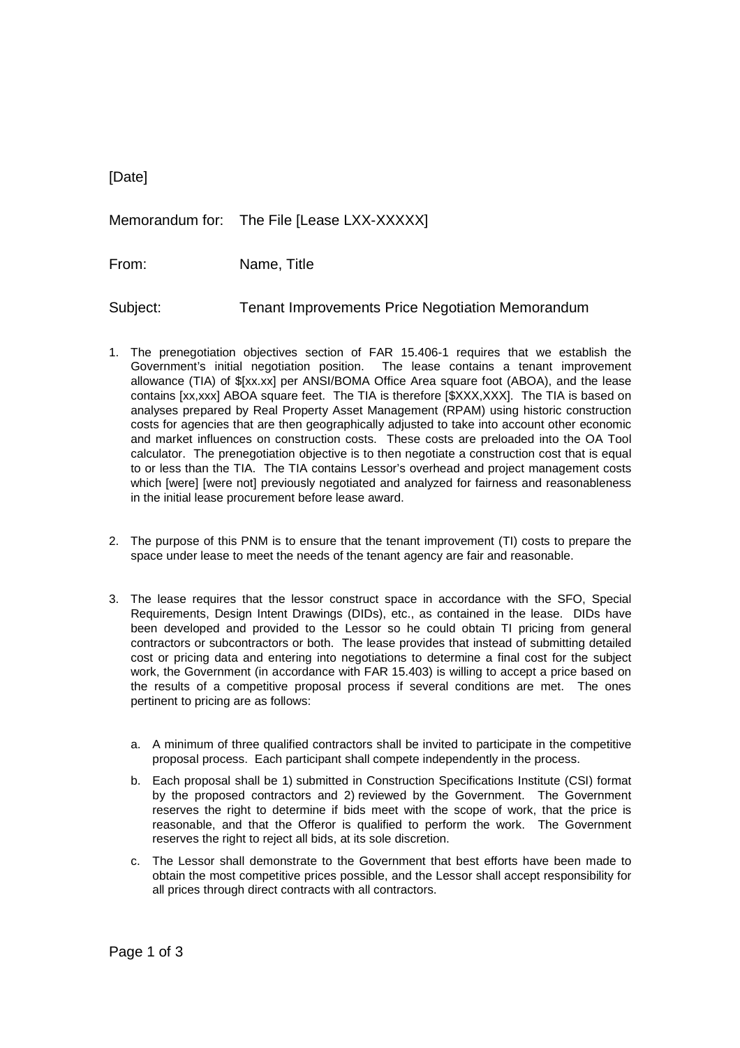[Date]

Memorandum for: The File [Lease LXX-XXXXX]

From: Name, Title

Subject: Tenant Improvements Price Negotiation Memorandum

1. The prenegotiation objectives section of FAR 15.406-1 requires that we establish the Government's initial negotiation position. The lease contains a tenant improvement allowance (TIA) of $[xx.xx] per ANSI/BOMA Office Area square foot (ABOA), and the lease contains [xx,xxx] ABOA square feet. The TIA is therefore [$XXX,XXX]. The TIA is based on analyses prepared by Real Property Asset Management (RPAM) using historic construction costs for agencies that are then geographically adjusted to take into account other economic and market influences on construction costs. These costs are preloaded into the OA Tool calculator. The prenegotiation objective is to then negotiate a construction cost that is equal to or less than the TIA. The TIA contains Lessor's overhead and project management costs which [were] [were not] previously negotiated and analyzed for fairness and reasonableness in the initial lease procurement before lease award.

2. The purpose of this PNM is to ensure that the tenant improvement (TI) costs to prepare the space under lease to meet the needs of the tenant agency are fair and reasonable.

3. The lease requires that the lessor construct space in accordance with the SFO, Special Requirements, Design Intent Drawings (DIDs), etc., as contained in the lease. DIDs have been developed and provided to the Lessor so he could obtain TI pricing from general contractors or subcontractors or both. The lease provides that instead of submitting detailed cost or pricing data and entering into negotiations to determine a final cost for the subject work, the Government (in accordance with FAR 15.403) is willing to accept a price based on the results of a competitive proposal process if several conditions are met. The ones pertinent to pricing are as follows:

   a. A minimum of three qualified contractors shall be invited to participate in the competitive proposal process. Each participant shall compete independently in the process.

   b. Each proposal shall be 1) submitted in Construction Specifications Institute (CSI) format by the proposed contractors and 2) reviewed by the Government. The Government reserves the right to determine if bids meet with the scope of work, that the price is reasonable, and that the Offeror is qualified to perform the work. The Government reserves the right to reject all bids, at its sole discretion.

   c. The Lessor shall demonstrate to the Government that best efforts have been made to obtain the most competitive prices possible, and the Lessor shall accept responsibility for all prices through direct contracts with all contractors.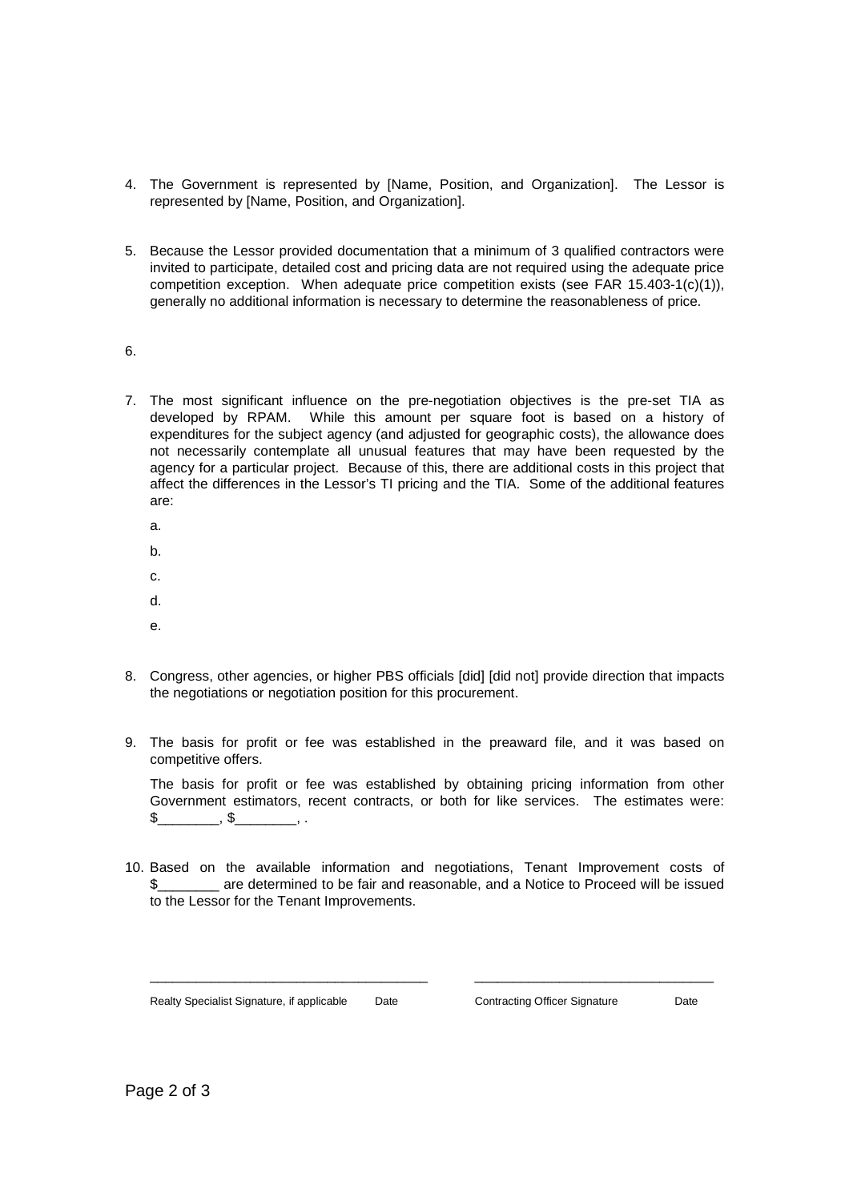4. The Government is represented by [Name, Position, and Organization]. The Lessor is represented by [Name, Position, and Organization].

5. Because the Lessor provided documentation that a minimum of 3 qualified contractors were invited to participate, detailed cost and pricing data are not required using the adequate price competition exception. When adequate price competition exists (see FAR 15.403-1(c)(1)), generally no additional information is necessary to determine the reasonableness of price.

6.

7. The most significant influence on the pre-negotiation objectives is the pre-set TIA as developed by RPAM. While this amount per square foot is based on a history of expenditures for the subject agency (and adjusted for geographic costs), the allowance does not necessarily contemplate all unusual features that may have been requested by the agency for a particular project. Because of this, there are additional costs in this project that affect the differences in the Lessor's TI pricing and the TIA. Some of the additional features are:

   a.

   b.

   c.

   d.

   e.

8. Congress, other agencies, or higher PBS officials [did] [did not] provide direction that impacts the negotiations or negotiation position for this procurement.

9. The basis for profit or fee was established in the preaward file, and it was based on competitive offers.

   The basis for profit or fee was established by obtaining pricing information from other Government estimators, recent contracts, or both for like services. The estimates were: $________, $________, .

10. Based on the available information and negotiations, Tenant Improvement costs of $________ are determined to be fair and reasonable, and a Notice to Proceed will be issued to the Lessor for the Tenant Improvements.

_____________________________________ _________________________________

Realty Specialist Signature, if applicable Date Contracting Officer Signature Date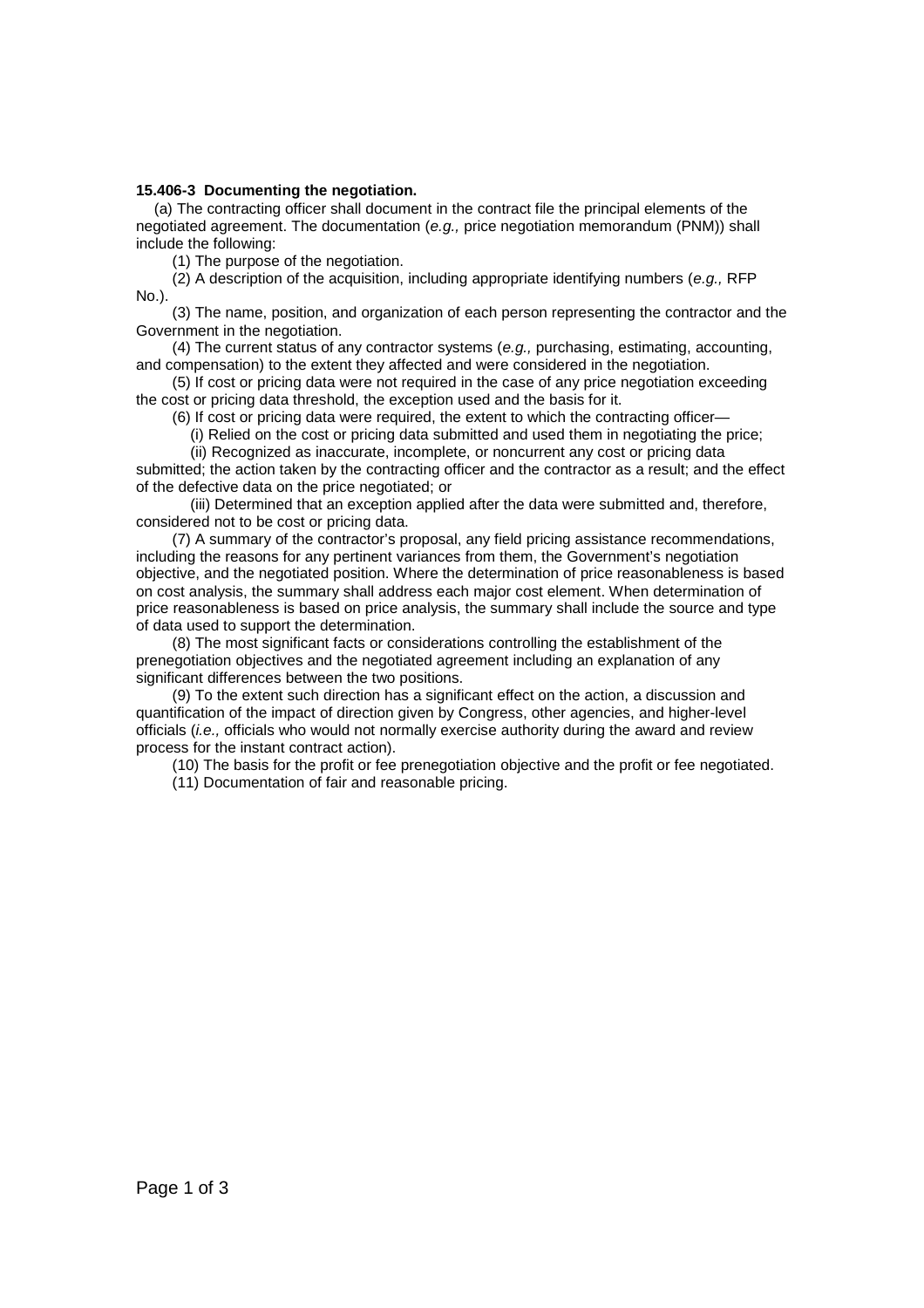**15.406-3 Documenting the negotiation.**

(a) The contracting officer shall document in the contract file the principal elements of the negotiated agreement. The documentation (*e.g.,* price negotiation memorandum (PNM)) shall include the following:

(1) The purpose of the negotiation.

(2) A description of the acquisition, including appropriate identifying numbers (*e.g.,* RFP No.).

(3) The name, position, and organization of each person representing the contractor and the Government in the negotiation.

(4) The current status of any contractor systems (*e.g.,* purchasing, estimating, accounting, and compensation) to the extent they affected and were considered in the negotiation.

(5) If cost or pricing data were not required in the case of any price negotiation exceeding the cost or pricing data threshold, the exception used and the basis for it.

(6) If cost or pricing data were required, the extent to which the contracting officer—

(i) Relied on the cost or pricing data submitted and used them in negotiating the price;

(ii) Recognized as inaccurate, incomplete, or noncurrent any cost or pricing data submitted; the action taken by the contracting officer and the contractor as a result; and the effect of the defective data on the price negotiated; or

(iii) Determined that an exception applied after the data were submitted and, therefore, considered not to be cost or pricing data.

(7) A summary of the contractor's proposal, any field pricing assistance recommendations, including the reasons for any pertinent variances from them, the Government's negotiation objective, and the negotiated position. Where the determination of price reasonableness is based on cost analysis, the summary shall address each major cost element. When determination of price reasonableness is based on price analysis, the summary shall include the source and type of data used to support the determination.

(8) The most significant facts or considerations controlling the establishment of the prenegotiation objectives and the negotiated agreement including an explanation of any significant differences between the two positions.

(9) To the extent such direction has a significant effect on the action, a discussion and quantification of the impact of direction given by Congress, other agencies, and higher-level officials (*i.e.,* officials who would not normally exercise authority during the award and review process for the instant contract action).

(10) The basis for the profit or fee prenegotiation objective and the profit or fee negotiated.

(11) Documentation of fair and reasonable pricing.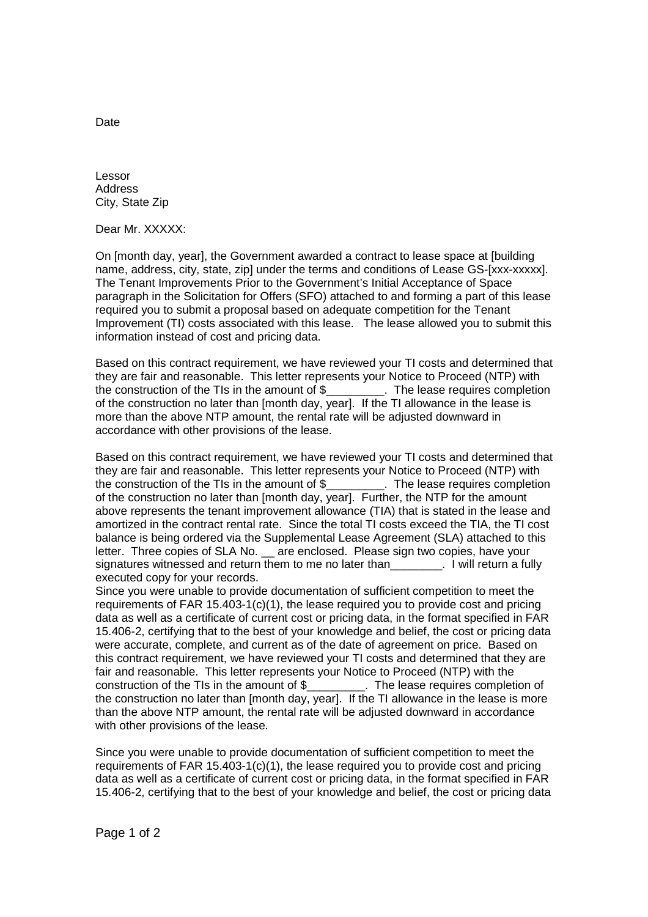Date

Lessor
Address
City, State Zip

Dear Mr. XXXXX:

On [month day, year], the Government awarded a contract to lease space at [building name, address, city, state, zip] under the terms and conditions of Lease GS-[xxx-xxxxx]. The Tenant Improvements Prior to the Government's Initial Acceptance of Space paragraph in the Solicitation for Offers (SFO) attached to and forming a part of this lease required you to submit a proposal based on adequate competition for the Tenant Improvement (TI) costs associated with this lease. The lease allowed you to submit this information instead of cost and pricing data.

Based on this contract requirement, we have reviewed your TI costs and determined that they are fair and reasonable. This letter represents your Notice to Proceed (NTP) with the construction of the TIs in the amount of $_________. The lease requires completion of the construction no later than [month day, year]. If the TI allowance in the lease is more than the above NTP amount, the rental rate will be adjusted downward in accordance with other provisions of the lease.

Based on this contract requirement, we have reviewed your TI costs and determined that they are fair and reasonable. This letter represents your Notice to Proceed (NTP) with the construction of the TIs in the amount of $_________. The lease requires completion of the construction no later than [month day, year]. Further, the NTP for the amount above represents the tenant improvement allowance (TIA) that is stated in the lease and amortized in the contract rental rate. Since the total TI costs exceed the TIA, the TI cost balance is being ordered via the Supplemental Lease Agreement (SLA) attached to this letter. Three copies of SLA No. __ are enclosed. Please sign two copies, have your signatures witnessed and return them to me no later than________. I will return a fully executed copy for your records.

Since you were unable to provide documentation of sufficient competition to meet the requirements of FAR 15.403-1(c)(1), the lease required you to provide cost and pricing data as well as a certificate of current cost or pricing data, in the format specified in FAR 15.406-2, certifying that to the best of your knowledge and belief, the cost or pricing data were accurate, complete, and current as of the date of agreement on price. Based on this contract requirement, we have reviewed your TI costs and determined that they are fair and reasonable. This letter represents your Notice to Proceed (NTP) with the construction of the TIs in the amount of $_________. The lease requires completion of the construction no later than [month day, year]. If the TI allowance in the lease is more than the above NTP amount, the rental rate will be adjusted downward in accordance with other provisions of the lease.

Since you were unable to provide documentation of sufficient competition to meet the requirements of FAR 15.403-1(c)(1), the lease required you to provide cost and pricing data as well as a certificate of current cost or pricing data, in the format specified in FAR 15.406-2, certifying that to the best of your knowledge and belief, the cost or pricing data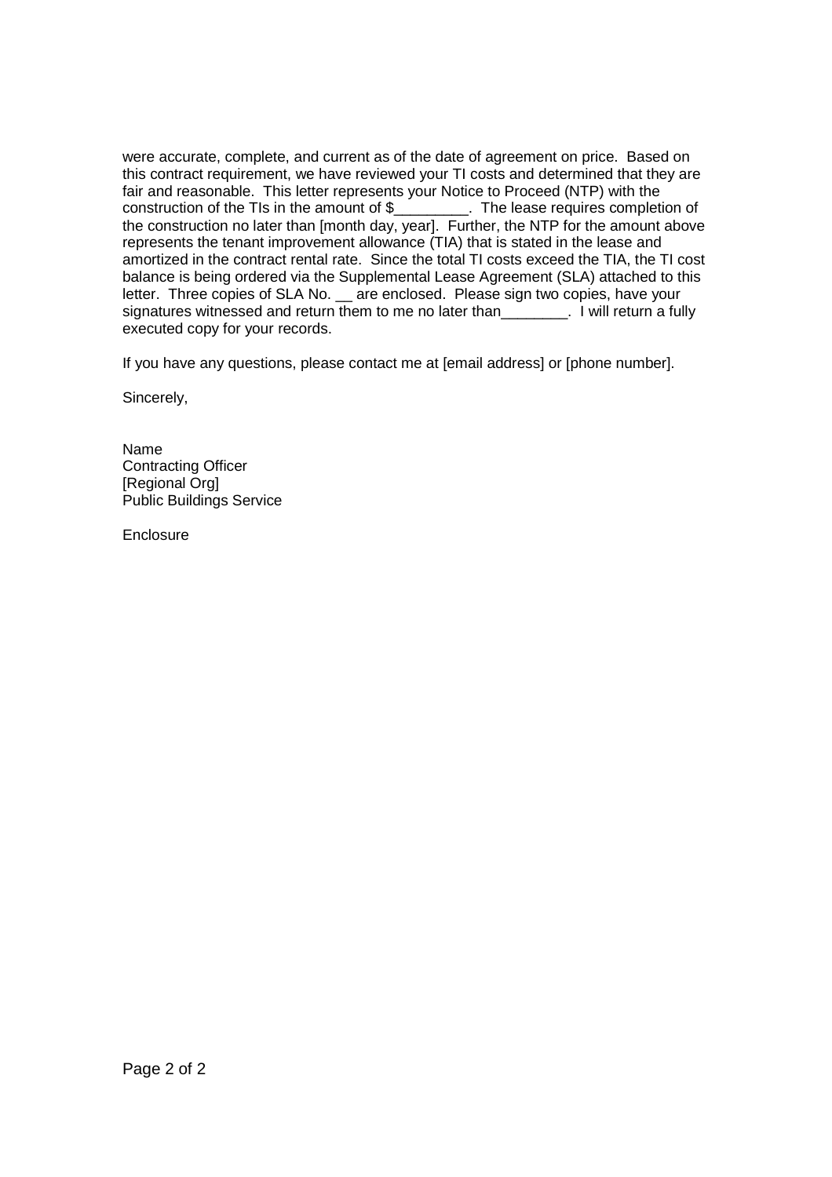were accurate, complete, and current as of the date of agreement on price. Based on this contract requirement, we have reviewed your TI costs and determined that they are fair and reasonable. This letter represents your Notice to Proceed (NTP) with the construction of the TIs in the amount of $_________. The lease requires completion of the construction no later than [month day, year]. Further, the NTP for the amount above represents the tenant improvement allowance (TIA) that is stated in the lease and amortized in the contract rental rate. Since the total TI costs exceed the TIA, the TI cost balance is being ordered via the Supplemental Lease Agreement (SLA) attached to this letter. Three copies of SLA No. __ are enclosed. Please sign two copies, have your signatures witnessed and return them to me no later than________. I will return a fully executed copy for your records.

If you have any questions, please contact me at [email address] or [phone number].

Sincerely,

Name  
Contracting Officer  
[Regional Org]  
Public Buildings Service

Enclosure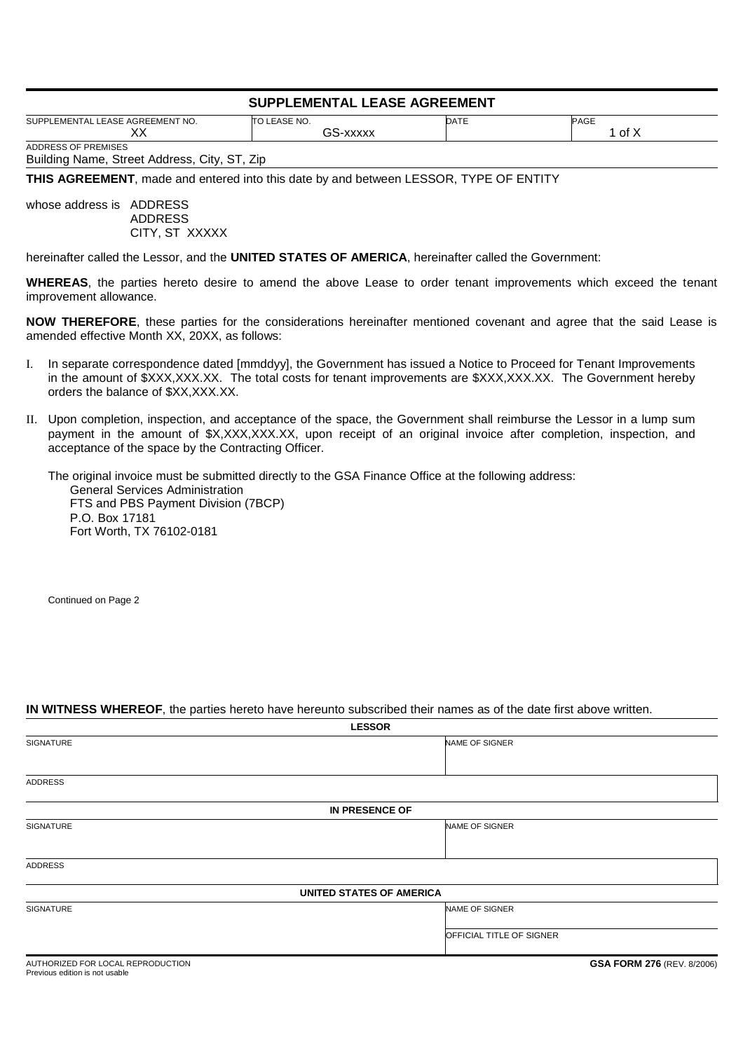# SUPPLEMENTAL LEASE AGREEMENT

| SUPPLEMENTAL LEASE AGREEMENT NO. | TO LEASE NO. | DATE | PAGE |
|---|---|---|---|
| XX | GS-xxxxx | | 1 of X |

ADDRESS OF PREMISES
Building Name, Street Address, City, ST, Zip

**THIS AGREEMENT**, made and entered into this date by and between LESSOR, TYPE OF ENTITY

whose address is ADDRESS
ADDRESS
CITY, ST XXXXX

hereinafter called the Lessor, and the **UNITED STATES OF AMERICA**, hereinafter called the Government:

**WHEREAS**, the parties hereto desire to amend the above Lease to order tenant improvements which exceed the tenant improvement allowance.

**NOW THEREFORE**, these parties for the considerations hereinafter mentioned covenant and agree that the said Lease is amended effective Month XX, 20XX, as follows:

I. In separate correspondence dated [mmddyy], the Government has issued a Notice to Proceed for Tenant Improvements in the amount of $XXX,XXX.XX. The total costs for tenant improvements are $XXX,XXX.XX. The Government hereby orders the balance of $XX,XXX.XX.

II. Upon completion, inspection, and acceptance of the space, the Government shall reimburse the Lessor in a lump sum payment in the amount of $X,XXX,XXX.XX, upon receipt of an original invoice after completion, inspection, and acceptance of the space by the Contracting Officer.

The original invoice must be submitted directly to the GSA Finance Office at the following address:
General Services Administration
FTS and PBS Payment Division (7BCP)
P.O. Box 17181
Fort Worth, TX 76102-0181

Continued on Page 2

**IN WITNESS WHEREOF**, the parties hereto have hereunto subscribed their names as of the date first above written.

**LESSOR**

| SIGNATURE | NAME OF SIGNER |
|---|---|
| | |

ADDRESS

**IN PRESENCE OF**

| SIGNATURE | NAME OF SIGNER |
|---|---|
| | |

ADDRESS

**UNITED STATES OF AMERICA**

| SIGNATURE | NAME OF SIGNER |
|---|---|
| | OFFICIAL TITLE OF SIGNER |

AUTHORIZED FOR LOCAL REPRODUCTION
Previous edition is not usable

**GSA FORM 276** (REV. 8/2006)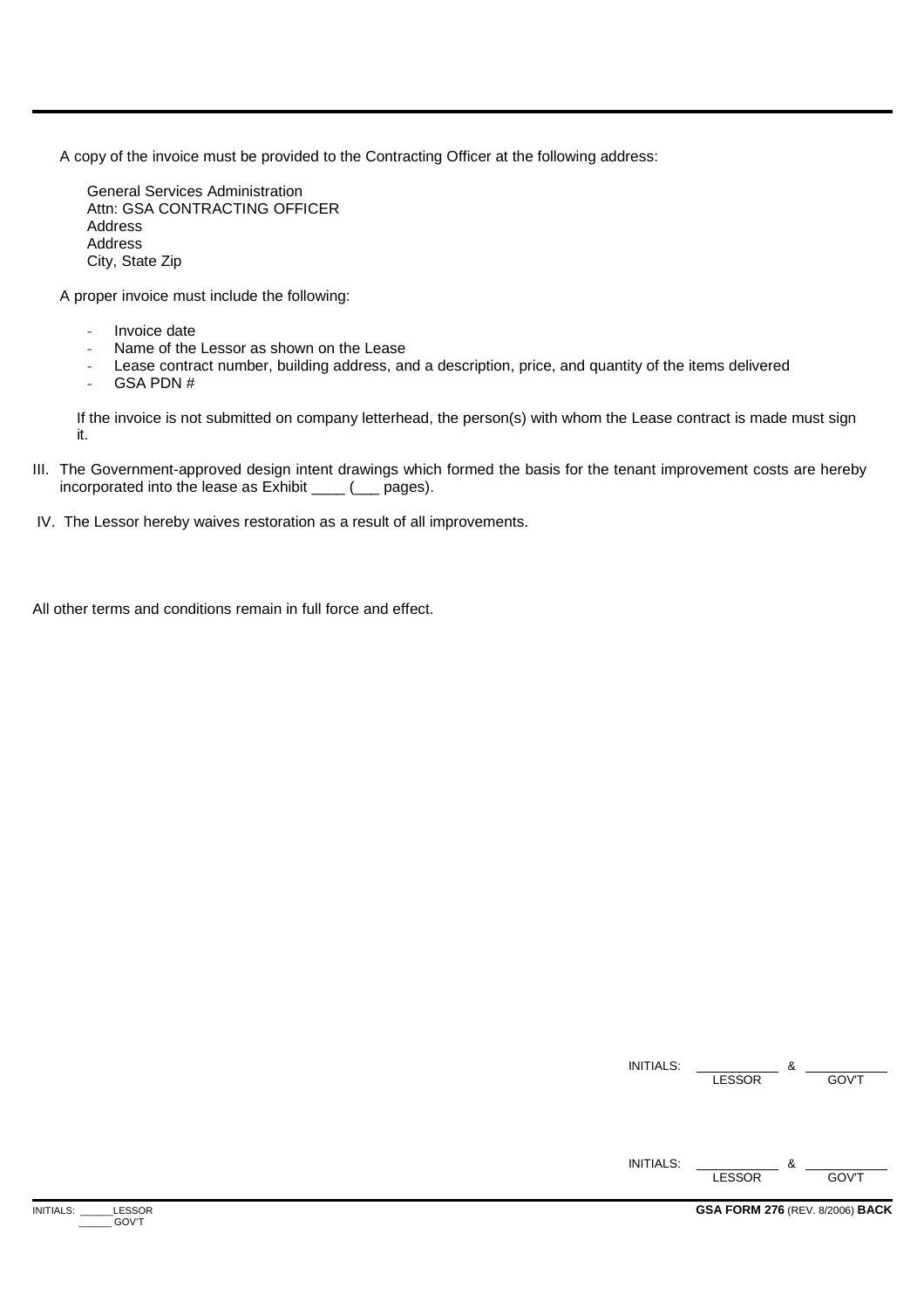A copy of the invoice must be provided to the Contracting Officer at the following address:

General Services Administration
Attn: GSA CONTRACTING OFFICER
Address
Address
City, State Zip

A proper invoice must include the following:

- Invoice date
- Name of the Lessor as shown on the Lease
- Lease contract number, building address, and a description, price, and quantity of the items delivered
- GSA PDN #

If the invoice is not submitted on company letterhead, the person(s) with whom the Lease contract is made must sign it.

III. The Government-approved design intent drawings which formed the basis for the tenant improvement costs are hereby incorporated into the lease as Exhibit ____ (___ pages).

IV. The Lessor hereby waives restoration as a result of all improvements.

All other terms and conditions remain in full force and effect.

INITIALS: ____________ & ____________
LESSOR GOV'T

INITIALS: ____________ & ____________
LESSOR GOV'T

INITIALS: ______LESSOR
______ GOV'T

**GSA FORM 276** (REV. 8/2006) **BACK**